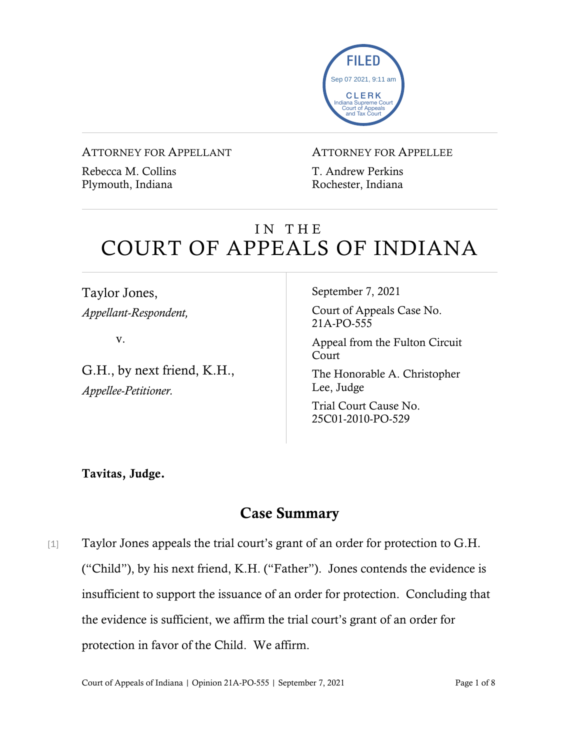FILED
Sep 07 2021, 9:11 am
CLERK
Indiana Supreme Court
Court of Appeals
and Tax Court

ATTORNEY FOR APPELLANT

Rebecca M. Collins
Plymouth, Indiana

ATTORNEY FOR APPELLEE

T. Andrew Perkins
Rochester, Indiana

# IN THE COURT OF APPEALS OF INDIANA

Taylor Jones,
*Appellant-Respondent,*

v.

G.H., by next friend, K.H.,
*Appellee-Petitioner.*

September 7, 2021

Court of Appeals Case No. 21A-PO-555

Appeal from the Fulton Circuit Court

The Honorable A. Christopher Lee, Judge

Trial Court Cause No. 25C01-2010-PO-529

**Tavitas, Judge.**

## Case Summary

[1] Taylor Jones appeals the trial court's grant of an order for protection to G.H. ("Child"), by his next friend, K.H. ("Father"). Jones contends the evidence is insufficient to support the issuance of an order for protection. Concluding that the evidence is sufficient, we affirm the trial court's grant of an order for protection in favor of the Child. We affirm.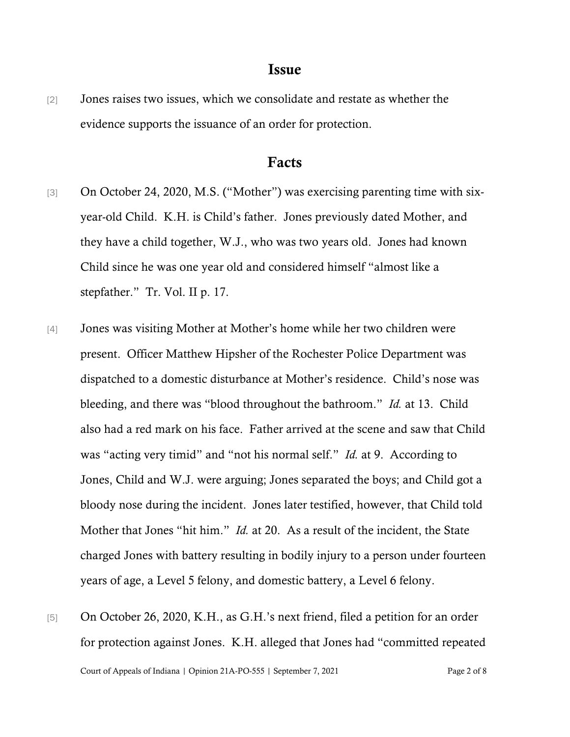## Issue

[2] Jones raises two issues, which we consolidate and restate as whether the evidence supports the issuance of an order for protection.

## Facts

[3] On October 24, 2020, M.S. ("Mother") was exercising parenting time with six-year-old Child. K.H. is Child's father. Jones previously dated Mother, and they have a child together, W.J., who was two years old. Jones had known Child since he was one year old and considered himself "almost like a stepfather." Tr. Vol. II p. 17.

[4] Jones was visiting Mother at Mother's home while her two children were present. Officer Matthew Hipsher of the Rochester Police Department was dispatched to a domestic disturbance at Mother's residence. Child's nose was bleeding, and there was "blood throughout the bathroom." *Id.* at 13. Child also had a red mark on his face. Father arrived at the scene and saw that Child was "acting very timid" and "not his normal self." *Id.* at 9. According to Jones, Child and W.J. were arguing; Jones separated the boys; and Child got a bloody nose during the incident. Jones later testified, however, that Child told Mother that Jones "hit him." *Id.* at 20. As a result of the incident, the State charged Jones with battery resulting in bodily injury to a person under fourteen years of age, a Level 5 felony, and domestic battery, a Level 6 felony.

[5] On October 26, 2020, K.H., as G.H.'s next friend, filed a petition for an order for protection against Jones. K.H. alleged that Jones had "committed repeated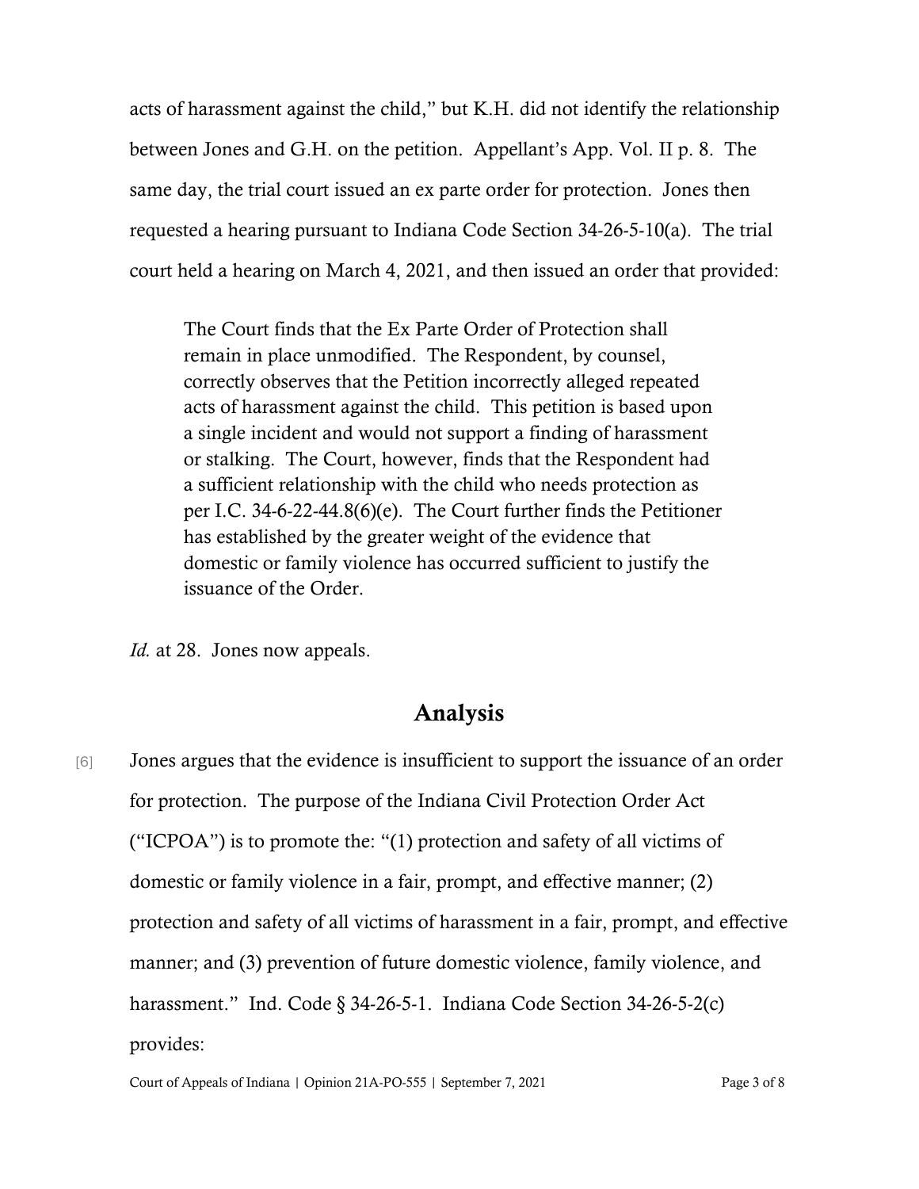acts of harassment against the child," but K.H. did not identify the relationship between Jones and G.H. on the petition. Appellant's App. Vol. II p. 8. The same day, the trial court issued an ex parte order for protection. Jones then requested a hearing pursuant to Indiana Code Section 34-26-5-10(a). The trial court held a hearing on March 4, 2021, and then issued an order that provided:

> The Court finds that the Ex Parte Order of Protection shall remain in place unmodified. The Respondent, by counsel, correctly observes that the Petition incorrectly alleged repeated acts of harassment against the child. This petition is based upon a single incident and would not support a finding of harassment or stalking. The Court, however, finds that the Respondent had a sufficient relationship with the child who needs protection as per I.C. 34-6-22-44.8(6)(e). The Court further finds the Petitioner has established by the greater weight of the evidence that domestic or family violence has occurred sufficient to justify the issuance of the Order.

*Id.* at 28. Jones now appeals.

## Analysis

[6] Jones argues that the evidence is insufficient to support the issuance of an order for protection. The purpose of the Indiana Civil Protection Order Act ("ICPOA") is to promote the: "(1) protection and safety of all victims of domestic or family violence in a fair, prompt, and effective manner; (2) protection and safety of all victims of harassment in a fair, prompt, and effective manner; and (3) prevention of future domestic violence, family violence, and harassment." Ind. Code § 34-26-5-1. Indiana Code Section 34-26-5-2(c) provides: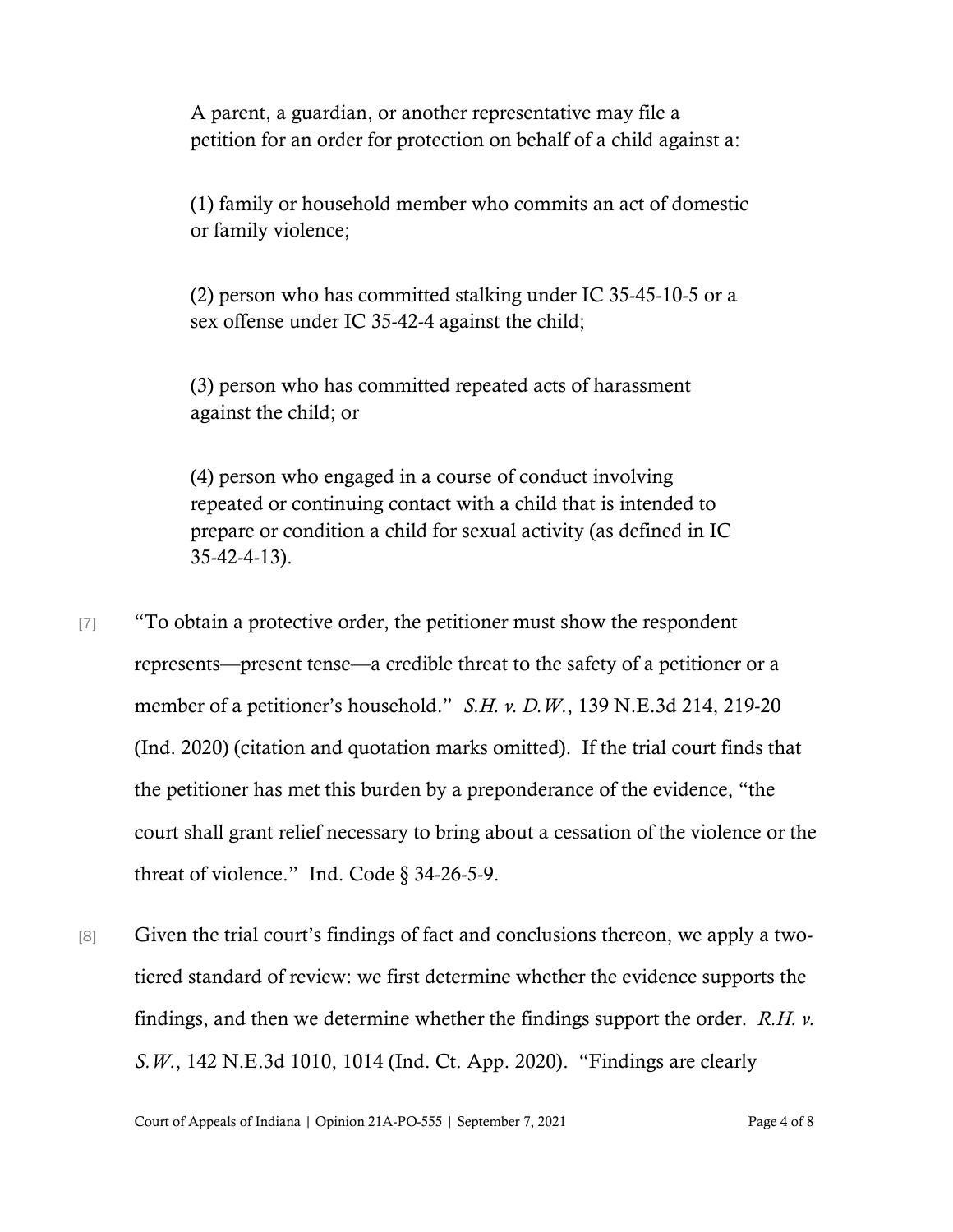> A parent, a guardian, or another representative may file a petition for an order for protection on behalf of a child against a:
>
> (1) family or household member who commits an act of domestic or family violence;
>
> (2) person who has committed stalking under IC 35-45-10-5 or a sex offense under IC 35-42-4 against the child;
>
> (3) person who has committed repeated acts of harassment against the child; or
>
> (4) person who engaged in a course of conduct involving repeated or continuing contact with a child that is intended to prepare or condition a child for sexual activity (as defined in IC 35-42-4-13).

[7] "To obtain a protective order, the petitioner must show the respondent represents—present tense—a credible threat to the safety of a petitioner or a member of a petitioner's household." *S.H. v. D.W.*, 139 N.E.3d 214, 219-20 (Ind. 2020) (citation and quotation marks omitted). If the trial court finds that the petitioner has met this burden by a preponderance of the evidence, "the court shall grant relief necessary to bring about a cessation of the violence or the threat of violence." Ind. Code § 34-26-5-9.

[8] Given the trial court's findings of fact and conclusions thereon, we apply a two-tiered standard of review: we first determine whether the evidence supports the findings, and then we determine whether the findings support the order. *R.H. v. S.W.*, 142 N.E.3d 1010, 1014 (Ind. Ct. App. 2020). "Findings are clearly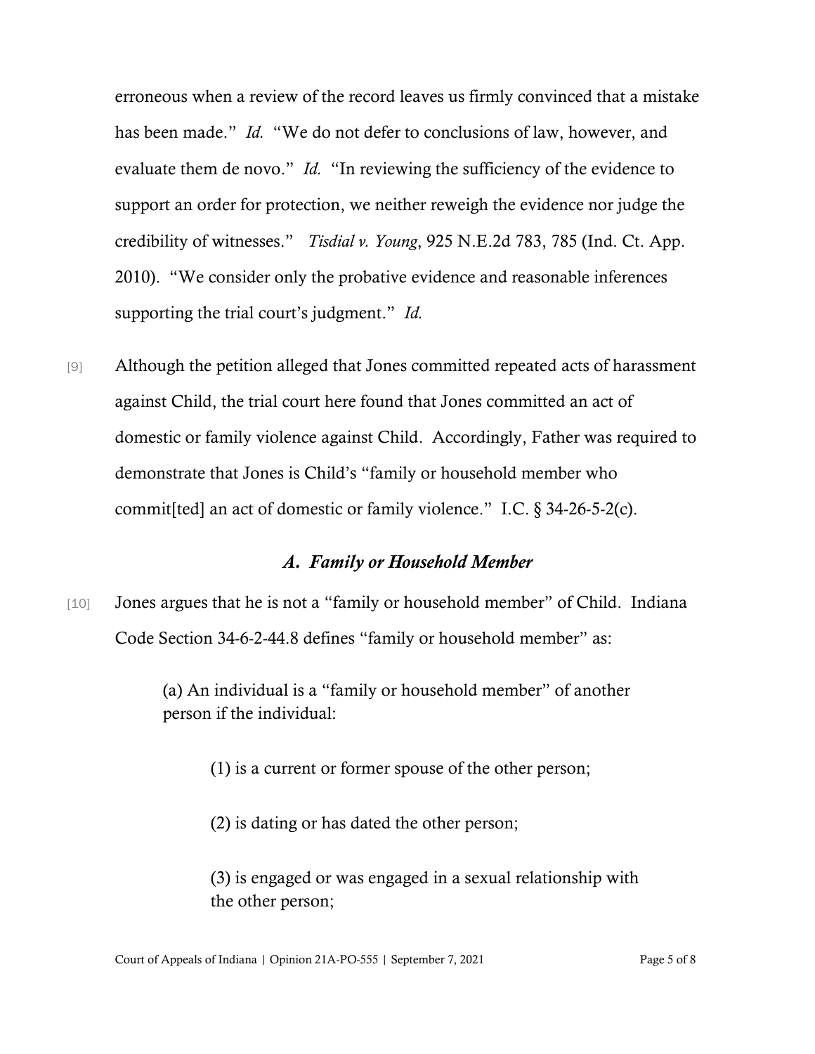erroneous when a review of the record leaves us firmly convinced that a mistake has been made." *Id.* "We do not defer to conclusions of law, however, and evaluate them de novo." *Id.* "In reviewing the sufficiency of the evidence to support an order for protection, we neither reweigh the evidence nor judge the credibility of witnesses." *Tisdial v. Young*, 925 N.E.2d 783, 785 (Ind. Ct. App. 2010). "We consider only the probative evidence and reasonable inferences supporting the trial court's judgment." *Id.*

[9] Although the petition alleged that Jones committed repeated acts of harassment against Child, the trial court here found that Jones committed an act of domestic or family violence against Child. Accordingly, Father was required to demonstrate that Jones is Child's "family or household member who commit[ted] an act of domestic or family violence." I.C. § 34-26-5-2(c).

### *A. Family or Household Member*

[10] Jones argues that he is not a "family or household member" of Child. Indiana Code Section 34-6-2-44.8 defines "family or household member" as:

> (a) An individual is a "family or household member" of another person if the individual:
>
> > (1) is a current or former spouse of the other person;
> >
> > (2) is dating or has dated the other person;
> >
> > (3) is engaged or was engaged in a sexual relationship with the other person;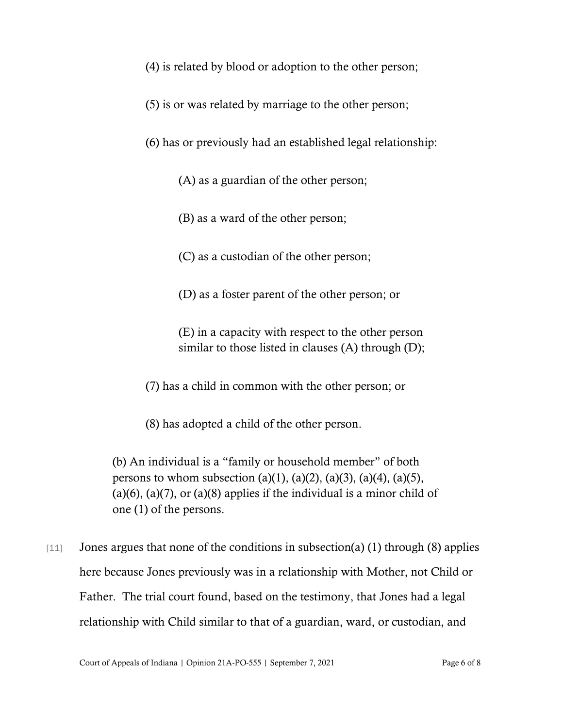(4) is related by blood or adoption to the other person;

(5) is or was related by marriage to the other person;

(6) has or previously had an established legal relationship:

(A) as a guardian of the other person;

(B) as a ward of the other person;

(C) as a custodian of the other person;

(D) as a foster parent of the other person; or

(E) in a capacity with respect to the other person similar to those listed in clauses (A) through (D);

(7) has a child in common with the other person; or

(8) has adopted a child of the other person.

(b) An individual is a "family or household member" of both persons to whom subsection (a)(1), (a)(2), (a)(3), (a)(4), (a)(5), (a)(6), (a)(7), or (a)(8) applies if the individual is a minor child of one (1) of the persons.

[11] Jones argues that none of the conditions in subsection(a) (1) through (8) applies here because Jones previously was in a relationship with Mother, not Child or Father. The trial court found, based on the testimony, that Jones had a legal relationship with Child similar to that of a guardian, ward, or custodian, and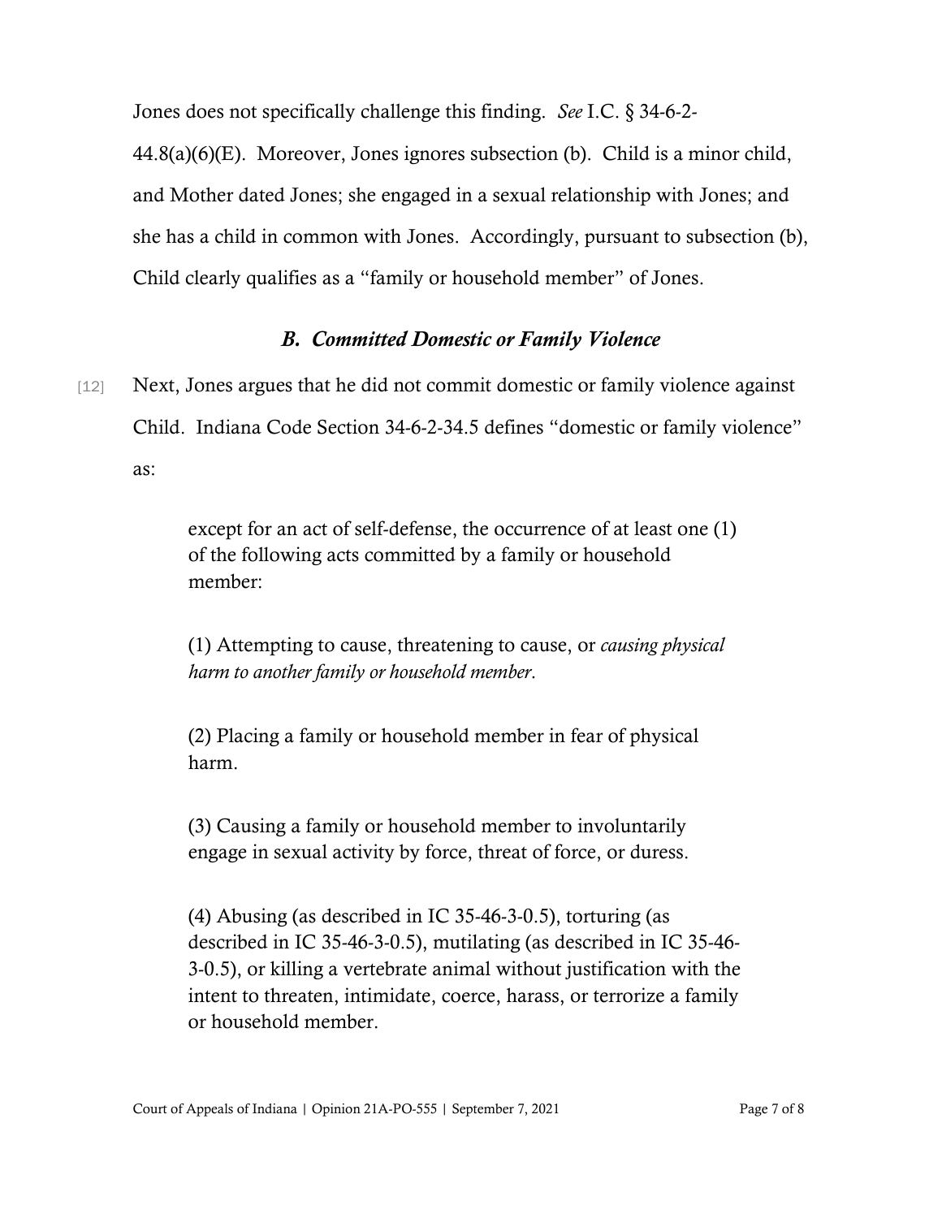Jones does not specifically challenge this finding. *See* I.C. § 34-6-2-44.8(a)(6)(E). Moreover, Jones ignores subsection (b). Child is a minor child, and Mother dated Jones; she engaged in a sexual relationship with Jones; and she has a child in common with Jones. Accordingly, pursuant to subsection (b), Child clearly qualifies as a "family or household member" of Jones.

### *B. Committed Domestic or Family Violence*

[12] Next, Jones argues that he did not commit domestic or family violence against Child. Indiana Code Section 34-6-2-34.5 defines "domestic or family violence" as:

> except for an act of self-defense, the occurrence of at least one (1) of the following acts committed by a family or household member:
>
> (1) Attempting to cause, threatening to cause, or *causing physical harm to another family or household member*.
>
> (2) Placing a family or household member in fear of physical harm.
>
> (3) Causing a family or household member to involuntarily engage in sexual activity by force, threat of force, or duress.
>
> (4) Abusing (as described in IC 35-46-3-0.5), torturing (as described in IC 35-46-3-0.5), mutilating (as described in IC 35-46-3-0.5), or killing a vertebrate animal without justification with the intent to threaten, intimidate, coerce, harass, or terrorize a family or household member.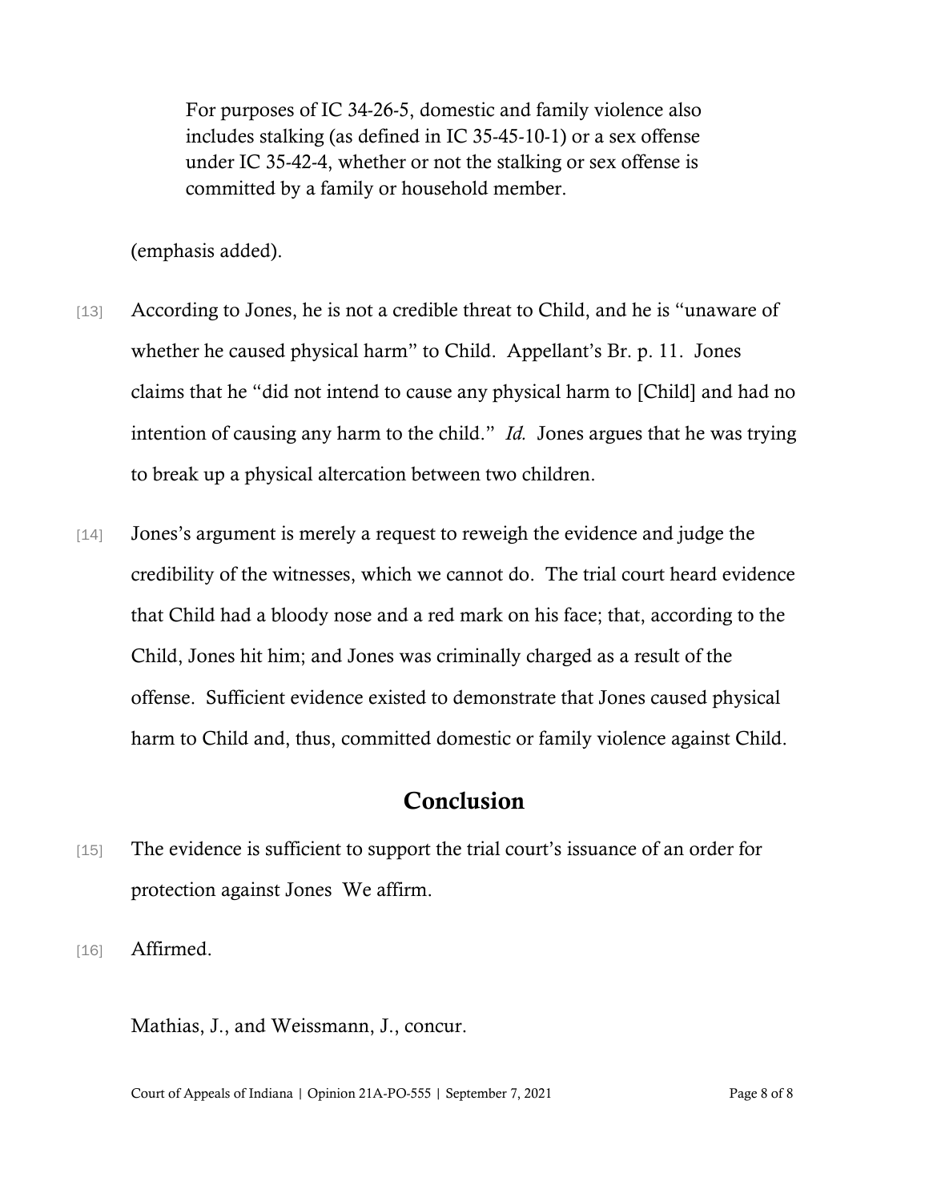> For purposes of IC 34-26-5, domestic and family violence also includes stalking (as defined in IC 35-45-10-1) or a sex offense under IC 35-42-4, whether or not the stalking or sex offense is committed by a family or household member.

(emphasis added).

[13] According to Jones, he is not a credible threat to Child, and he is "unaware of whether he caused physical harm" to Child. Appellant's Br. p. 11. Jones claims that he "did not intend to cause any physical harm to [Child] and had no intention of causing any harm to the child." *Id.* Jones argues that he was trying to break up a physical altercation between two children.

[14] Jones's argument is merely a request to reweigh the evidence and judge the credibility of the witnesses, which we cannot do. The trial court heard evidence that Child had a bloody nose and a red mark on his face; that, according to the Child, Jones hit him; and Jones was criminally charged as a result of the offense. Sufficient evidence existed to demonstrate that Jones caused physical harm to Child and, thus, committed domestic or family violence against Child.

## Conclusion

[15] The evidence is sufficient to support the trial court's issuance of an order for protection against Jones We affirm.

[16] Affirmed.

Mathias, J., and Weissmann, J., concur.